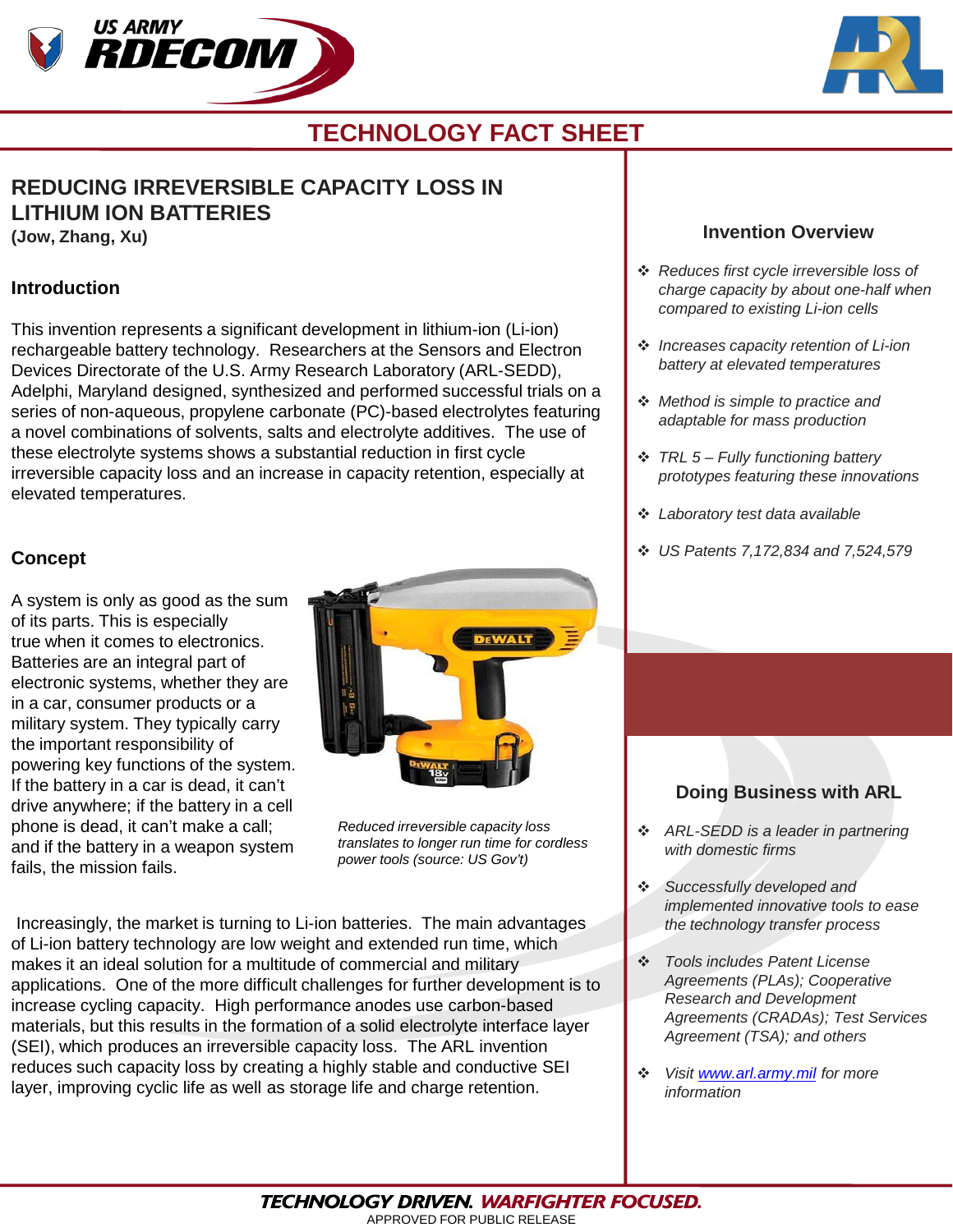# TECHNOLOGY FACT SHEET

## REDUCING IRREVERSIBLE CAPACITY LOSS IN LITHIUM ION BATTERIES

**(Jow, Zhang, Xu)**

### Introduction

This invention represents a significant development in lithium-ion (Li-ion) rechargeable battery technology. Researchers at the Sensors and Electron Devices Directorate of the U.S. Army Research Laboratory (ARL-SEDD), Adelphi, Maryland designed, synthesized and performed successful trials on a series of non-aqueous, propylene carbonate (PC)-based electrolytes featuring a novel combinations of solvents, salts and electrolyte additives. The use of these electrolyte systems shows a substantial reduction in first cycle irreversible capacity loss and an increase in capacity retention, especially at elevated temperatures.

### Concept

A system is only as good as the sum of its parts. This is especially true when it comes to electronics. Batteries are an integral part of electronic systems, whether they are in a car, consumer products or a military system. They typically carry the important responsibility of powering key functions of the system. If the battery in a car is dead, it can't drive anywhere; if the battery in a cell phone is dead, it can't make a call; and if the battery in a weapon system fails, the mission fails.

*Reduced irreversible capacity loss translates to longer run time for cordless power tools (source: US Gov't)*

Increasingly, the market is turning to Li-ion batteries. The main advantages of Li-ion battery technology are low weight and extended run time, which makes it an ideal solution for a multitude of commercial and military applications. One of the more difficult challenges for further development is to increase cycling capacity. High performance anodes use carbon-based materials, but this results in the formation of a solid electrolyte interface layer (SEI), which produces an irreversible capacity loss. The ARL invention reduces such capacity loss by creating a highly stable and conductive SEI layer, improving cyclic life as well as storage life and charge retention.

### Invention Overview

- *Reduces first cycle irreversible loss of charge capacity by about one-half when compared to existing Li-ion cells*
- *Increases capacity retention of Li-ion battery at elevated temperatures*
- *Method is simple to practice and adaptable for mass production*
- *TRL 5 – Fully functioning battery prototypes featuring these innovations*
- *Laboratory test data available*
- *US Patents 7,172,834 and 7,524,579*

### Doing Business with ARL

- *ARL-SEDD is a leader in partnering with domestic firms*
- *Successfully developed and implemented innovative tools to ease the technology transfer process*
- *Tools includes Patent License Agreements (PLAs); Cooperative Research and Development Agreements (CRADAs); Test Services Agreement (TSA); and others*
- *Visit [www.arl.army.mil](http://www.arl.army.mil) for more information*

**TECHNOLOGY DRIVEN. WARFIGHTER FOCUSED.**

APPROVED FOR PUBLIC RELEASE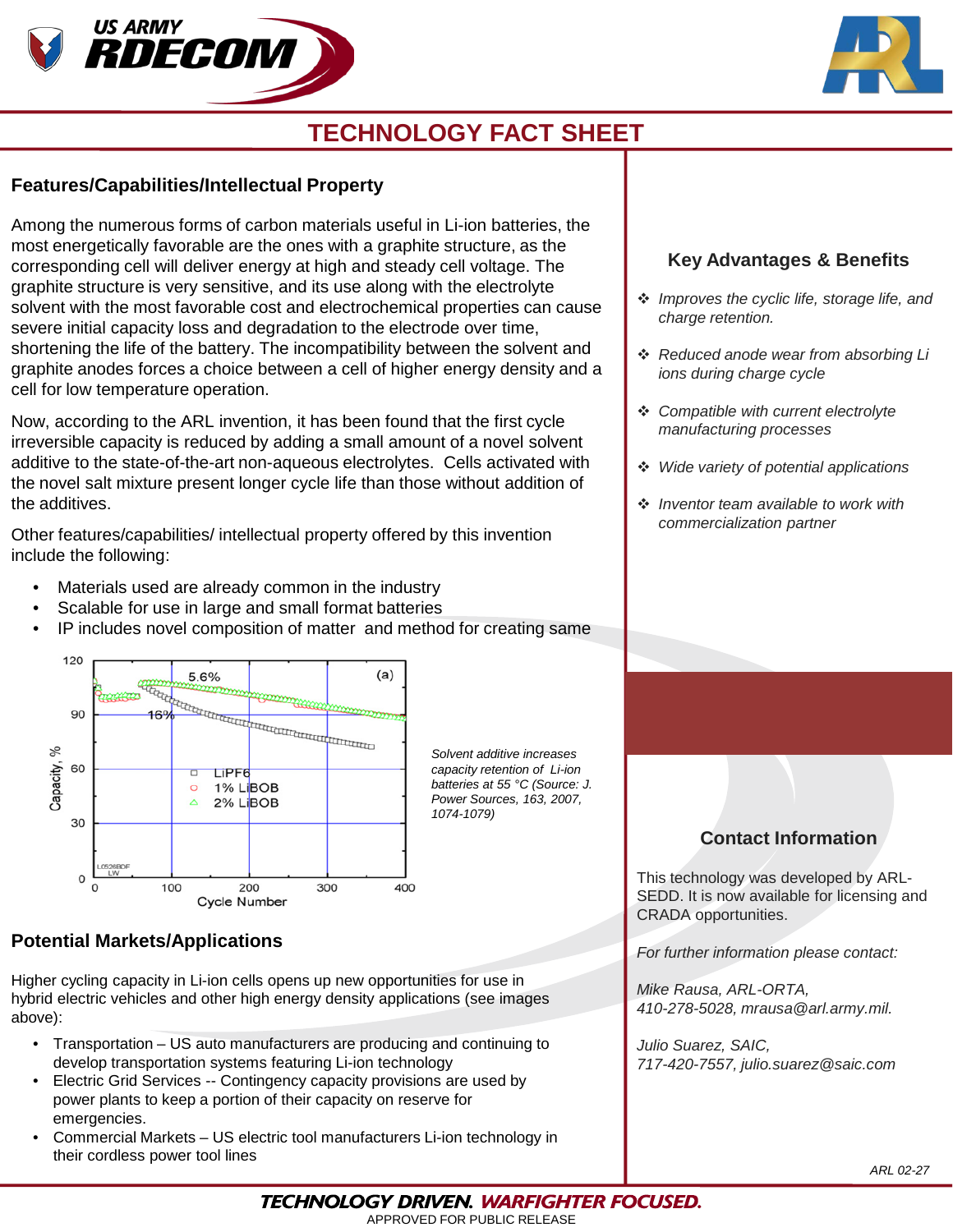# TECHNOLOGY FACT SHEET

## Features/Capabilities/Intellectual Property

Among the numerous forms of carbon materials useful in Li-ion batteries, the most energetically favorable are the ones with a graphite structure, as the corresponding cell will deliver energy at high and steady cell voltage. The graphite structure is very sensitive, and its use along with the electrolyte solvent with the most favorable cost and electrochemical properties can cause severe initial capacity loss and degradation to the electrode over time, shortening the life of the battery. The incompatibility between the solvent and graphite anodes forces a choice between a cell of higher energy density and a cell for low temperature operation.

Now, according to the ARL invention, it has been found that the first cycle irreversible capacity is reduced by adding a small amount of a novel solvent additive to the state-of-the-art non-aqueous electrolytes. Cells activated with the novel salt mixture present longer cycle life than those without addition of the additives.

Other features/capabilities/ intellectual property offered by this invention include the following:

- Materials used are already common in the industry
- Scalable for use in large and small format batteries
- IP includes novel composition of matter and method for creating same

120
90
60
30
0
Capacity, %
0
100
200
300
400
Cycle Number
5.6%
16%
(a)
LiPF6
1% LiBOB
2% LiBOB
L0526BDF LW

*Solvent additive increases capacity retention of Li-ion batteries at 55 °C (Source: J. Power Sources, 163, 2007, 1074-1079)*

## Potential Markets/Applications

Higher cycling capacity in Li-ion cells opens up new opportunities for use in hybrid electric vehicles and other high energy density applications (see images above):

- Transportation – US auto manufacturers are producing and continuing to develop transportation systems featuring Li-ion technology
- Electric Grid Services -- Contingency capacity provisions are used by power plants to keep a portion of their capacity on reserve for emergencies.
- Commercial Markets – US electric tool manufacturers Li-ion technology in their cordless power tool lines

## Key Advantages & Benefits

- *Improves the cyclic life, storage life, and charge retention.*
- *Reduced anode wear from absorbing Li ions during charge cycle*
- *Compatible with current electrolyte manufacturing processes*
- *Wide variety of potential applications*
- *Inventor team available to work with commercialization partner*

## Contact Information

This technology was developed by ARL-SEDD. It is now available for licensing and CRADA opportunities.

*For further information please contact:*

*Mike Rausa, ARL-ORTA, 410-278-5028, mrausa@arl.army.mil.*

*Julio Suarez, SAIC, 717-420-7557, julio.suarez@saic.com*

*ARL 02-27*

**TECHNOLOGY DRIVEN. WARFIGHTER FOCUSED.**

APPROVED FOR PUBLIC RELEASE